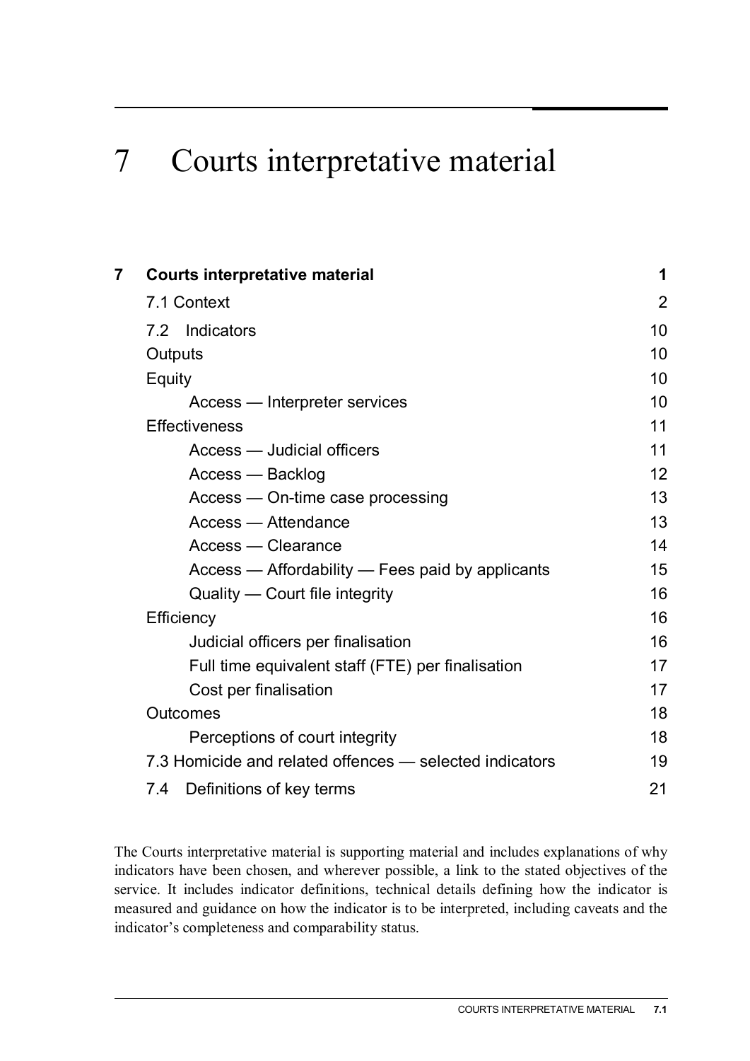# 7 Courts interpretative material

| | | |
|---|---|---|
| **7** | **Courts interpretative material** | **1** |
| | 7.1 Context | 2 |
| | 7.2 Indicators | 10 |
| | Outputs | 10 |
| | Equity | 10 |
| | Access — Interpreter services | 10 |
| | Effectiveness | 11 |
| | Access — Judicial officers | 11 |
| | Access — Backlog | 12 |
| | Access — On-time case processing | 13 |
| | Access — Attendance | 13 |
| | Access — Clearance | 14 |
| | Access — Affordability — Fees paid by applicants | 15 |
| | Quality — Court file integrity | 16 |
| | Efficiency | 16 |
| | Judicial officers per finalisation | 16 |
| | Full time equivalent staff (FTE) per finalisation | 17 |
| | Cost per finalisation | 17 |
| | Outcomes | 18 |
| | Perceptions of court integrity | 18 |
| | 7.3 Homicide and related offences — selected indicators | 19 |
| | 7.4 Definitions of key terms | 21 |

The Courts interpretative material is supporting material and includes explanations of why indicators have been chosen, and wherever possible, a link to the stated objectives of the service. It includes indicator definitions, technical details defining how the indicator is measured and guidance on how the indicator is to be interpreted, including caveats and the indicator's completeness and comparability status.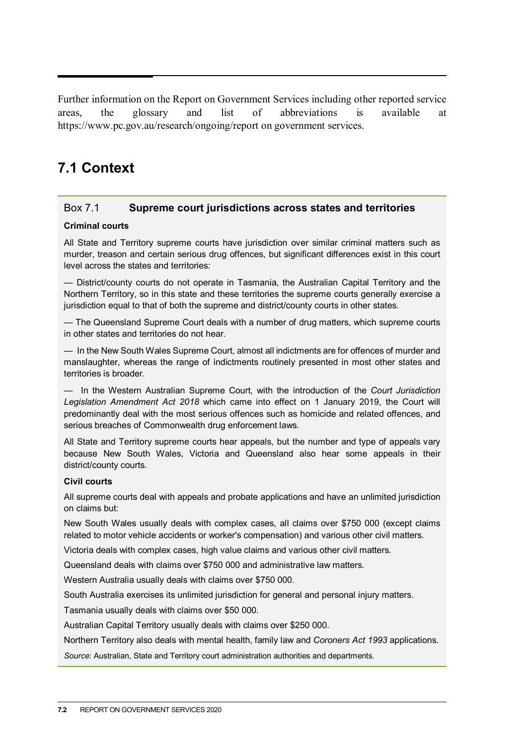Further information on the Report on Government Services including other reported service areas, the glossary and list of abbreviations is available at https://www.pc.gov.au/research/ongoing/report on government services.

## 7.1 Context

### Box 7.1 Supreme court jurisdictions across states and territories

**Criminal courts**

All State and Territory supreme courts have jurisdiction over similar criminal matters such as murder, treason and certain serious drug offences, but significant differences exist in this court level across the states and territories:

— District/county courts do not operate in Tasmania, the Australian Capital Territory and the Northern Territory, so in this state and these territories the supreme courts generally exercise a jurisdiction equal to that of both the supreme and district/county courts in other states.

— The Queensland Supreme Court deals with a number of drug matters, which supreme courts in other states and territories do not hear.

— In the New South Wales Supreme Court, almost all indictments are for offences of murder and manslaughter, whereas the range of indictments routinely presented in most other states and territories is broader.

— In the Western Australian Supreme Court, with the introduction of the *Court Jurisdiction Legislation Amendment Act 2018* which came into effect on 1 January 2019, the Court will predominantly deal with the most serious offences such as homicide and related offences, and serious breaches of Commonwealth drug enforcement laws.

All State and Territory supreme courts hear appeals, but the number and type of appeals vary because New South Wales, Victoria and Queensland also hear some appeals in their district/county courts.

**Civil courts**

All supreme courts deal with appeals and probate applications and have an unlimited jurisdiction on claims but:

New South Wales usually deals with complex cases, all claims over $750 000 (except claims related to motor vehicle accidents or worker's compensation) and various other civil matters.

Victoria deals with complex cases, high value claims and various other civil matters.

Queensland deals with claims over $750 000 and administrative law matters.

Western Australia usually deals with claims over $750 000.

South Australia exercises its unlimited jurisdiction for general and personal injury matters.

Tasmania usually deals with claims over $50 000.

Australian Capital Territory usually deals with claims over $250 000.

Northern Territory also deals with mental health, family law and *Coroners Act 1993* applications.

*Source*: Australian, State and Territory court administration authorities and departments.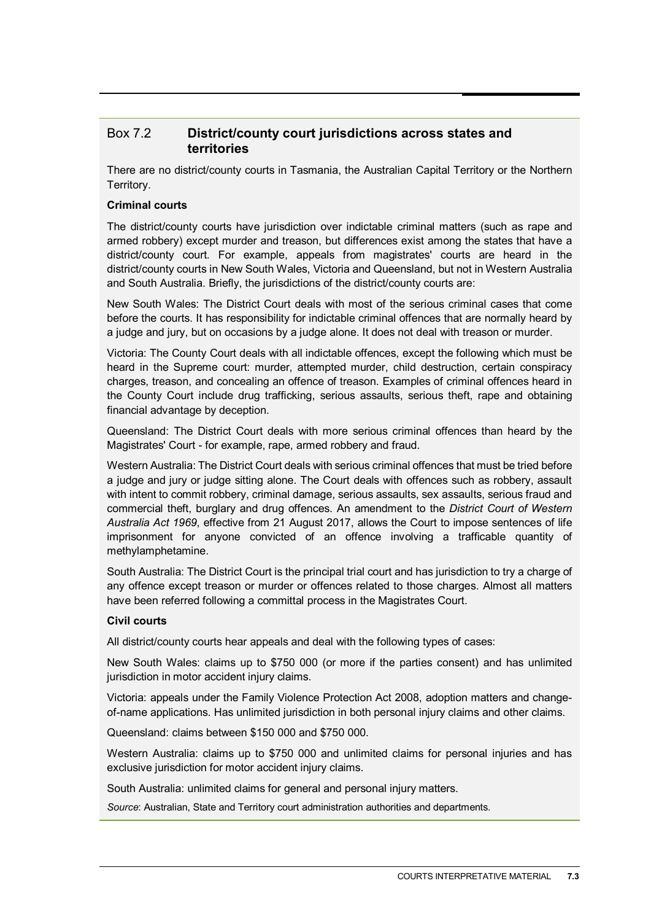## Box 7.2 District/county court jurisdictions across states and territories

There are no district/county courts in Tasmania, the Australian Capital Territory or the Northern Territory.

**Criminal courts**

The district/county courts have jurisdiction over indictable criminal matters (such as rape and armed robbery) except murder and treason, but differences exist among the states that have a district/county court. For example, appeals from magistrates' courts are heard in the district/county courts in New South Wales, Victoria and Queensland, but not in Western Australia and South Australia. Briefly, the jurisdictions of the district/county courts are:

New South Wales: The District Court deals with most of the serious criminal cases that come before the courts. It has responsibility for indictable criminal offences that are normally heard by a judge and jury, but on occasions by a judge alone. It does not deal with treason or murder.

Victoria: The County Court deals with all indictable offences, except the following which must be heard in the Supreme court: murder, attempted murder, child destruction, certain conspiracy charges, treason, and concealing an offence of treason. Examples of criminal offences heard in the County Court include drug trafficking, serious assaults, serious theft, rape and obtaining financial advantage by deception.

Queensland: The District Court deals with more serious criminal offences than heard by the Magistrates' Court - for example, rape, armed robbery and fraud.

Western Australia: The District Court deals with serious criminal offences that must be tried before a judge and jury or judge sitting alone. The Court deals with offences such as robbery, assault with intent to commit robbery, criminal damage, serious assaults, sex assaults, serious fraud and commercial theft, burglary and drug offences. An amendment to the *District Court of Western Australia Act 1969*, effective from 21 August 2017, allows the Court to impose sentences of life imprisonment for anyone convicted of an offence involving a trafficable quantity of methylamphetamine.

South Australia: The District Court is the principal trial court and has jurisdiction to try a charge of any offence except treason or murder or offences related to those charges. Almost all matters have been referred following a committal process in the Magistrates Court.

**Civil courts**

All district/county courts hear appeals and deal with the following types of cases:

New South Wales: claims up to $750 000 (or more if the parties consent) and has unlimited jurisdiction in motor accident injury claims.

Victoria: appeals under the Family Violence Protection Act 2008, adoption matters and change-of-name applications. Has unlimited jurisdiction in both personal injury claims and other claims.

Queensland: claims between $150 000 and $750 000.

Western Australia: claims up to $750 000 and unlimited claims for personal injuries and has exclusive jurisdiction for motor accident injury claims.

South Australia: unlimited claims for general and personal injury matters.

*Source*: Australian, State and Territory court administration authorities and departments.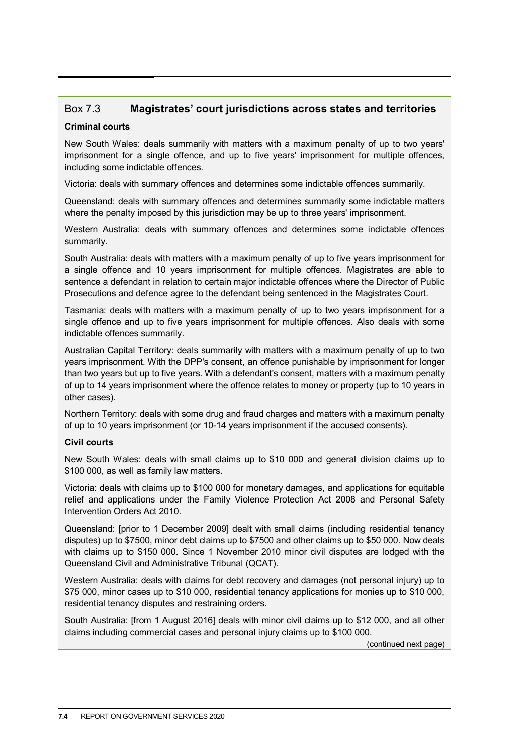## Box 7.3 Magistrates' court jurisdictions across states and territories

**Criminal courts**

New South Wales: deals summarily with matters with a maximum penalty of up to two years' imprisonment for a single offence, and up to five years' imprisonment for multiple offences, including some indictable offences.

Victoria: deals with summary offences and determines some indictable offences summarily.

Queensland: deals with summary offences and determines summarily some indictable matters where the penalty imposed by this jurisdiction may be up to three years' imprisonment.

Western Australia: deals with summary offences and determines some indictable offences summarily.

South Australia: deals with matters with a maximum penalty of up to five years imprisonment for a single offence and 10 years imprisonment for multiple offences. Magistrates are able to sentence a defendant in relation to certain major indictable offences where the Director of Public Prosecutions and defence agree to the defendant being sentenced in the Magistrates Court.

Tasmania: deals with matters with a maximum penalty of up to two years imprisonment for a single offence and up to five years imprisonment for multiple offences. Also deals with some indictable offences summarily.

Australian Capital Territory: deals summarily with matters with a maximum penalty of up to two years imprisonment. With the DPP's consent, an offence punishable by imprisonment for longer than two years but up to five years. With a defendant's consent, matters with a maximum penalty of up to 14 years imprisonment where the offence relates to money or property (up to 10 years in other cases).

Northern Territory: deals with some drug and fraud charges and matters with a maximum penalty of up to 10 years imprisonment (or 10-14 years imprisonment if the accused consents).

**Civil courts**

New South Wales: deals with small claims up to $10 000 and general division claims up to $100 000, as well as family law matters.

Victoria: deals with claims up to $100 000 for monetary damages, and applications for equitable relief and applications under the Family Violence Protection Act 2008 and Personal Safety Intervention Orders Act 2010.

Queensland: [prior to 1 December 2009] dealt with small claims (including residential tenancy disputes) up to $7500, minor debt claims up to $7500 and other claims up to $50 000. Now deals with claims up to $150 000. Since 1 November 2010 minor civil disputes are lodged with the Queensland Civil and Administrative Tribunal (QCAT).

Western Australia: deals with claims for debt recovery and damages (not personal injury) up to $75 000, minor cases up to $10 000, residential tenancy applications for monies up to $10 000, residential tenancy disputes and restraining orders.

South Australia: [from 1 August 2016] deals with minor civil claims up to $12 000, and all other claims including commercial cases and personal injury claims up to $100 000.

(continued next page)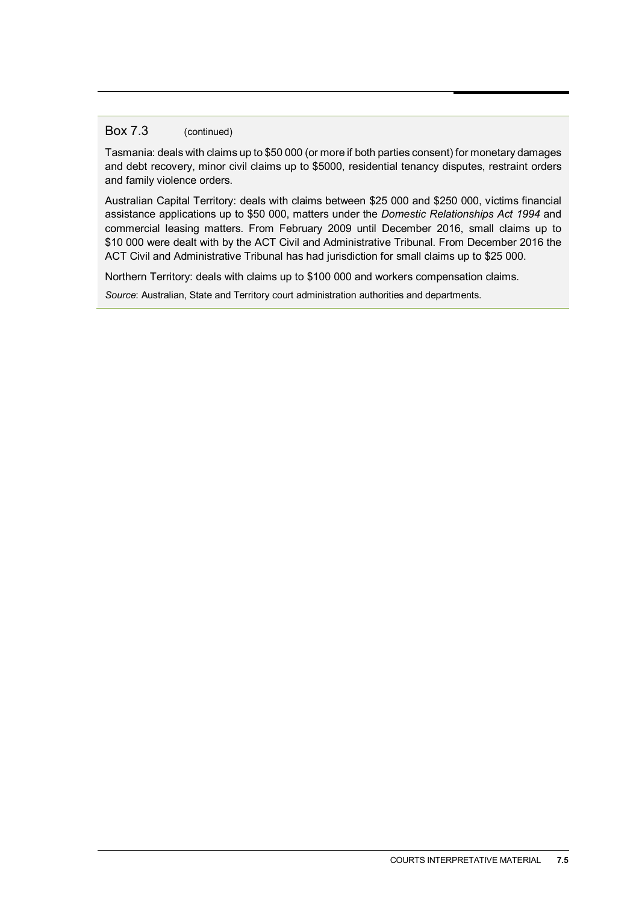Box 7.3 (continued)

Tasmania: deals with claims up to $50 000 (or more if both parties consent) for monetary damages and debt recovery, minor civil claims up to $5000, residential tenancy disputes, restraint orders and family violence orders.

Australian Capital Territory: deals with claims between $25 000 and $250 000, victims financial assistance applications up to $50 000, matters under the *Domestic Relationships Act 1994* and commercial leasing matters. From February 2009 until December 2016, small claims up to $10 000 were dealt with by the ACT Civil and Administrative Tribunal. From December 2016 the ACT Civil and Administrative Tribunal has had jurisdiction for small claims up to $25 000.

Northern Territory: deals with claims up to $100 000 and workers compensation claims.

*Source*: Australian, State and Territory court administration authorities and departments.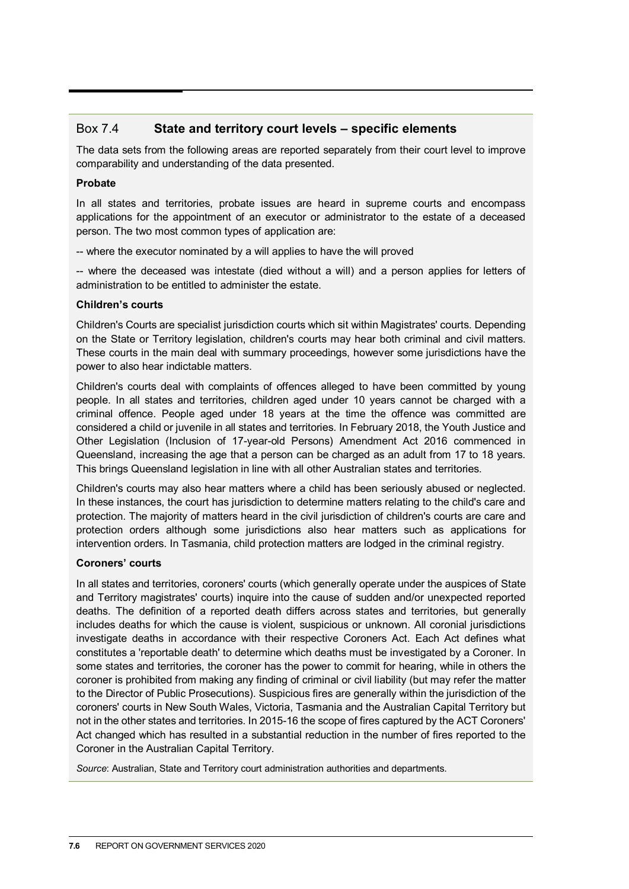## Box 7.4 State and territory court levels – specific elements

The data sets from the following areas are reported separately from their court level to improve comparability and understanding of the data presented.

**Probate**

In all states and territories, probate issues are heard in supreme courts and encompass applications for the appointment of an executor or administrator to the estate of a deceased person. The two most common types of application are:

-- where the executor nominated by a will applies to have the will proved

-- where the deceased was intestate (died without a will) and a person applies for letters of administration to be entitled to administer the estate.

**Children's courts**

Children's Courts are specialist jurisdiction courts which sit within Magistrates' courts. Depending on the State or Territory legislation, children's courts may hear both criminal and civil matters. These courts in the main deal with summary proceedings, however some jurisdictions have the power to also hear indictable matters.

Children's courts deal with complaints of offences alleged to have been committed by young people. In all states and territories, children aged under 10 years cannot be charged with a criminal offence. People aged under 18 years at the time the offence was committed are considered a child or juvenile in all states and territories. In February 2018, the Youth Justice and Other Legislation (Inclusion of 17-year-old Persons) Amendment Act 2016 commenced in Queensland, increasing the age that a person can be charged as an adult from 17 to 18 years. This brings Queensland legislation in line with all other Australian states and territories.

Children's courts may also hear matters where a child has been seriously abused or neglected. In these instances, the court has jurisdiction to determine matters relating to the child's care and protection. The majority of matters heard in the civil jurisdiction of children's courts are care and protection orders although some jurisdictions also hear matters such as applications for intervention orders. In Tasmania, child protection matters are lodged in the criminal registry.

**Coroners' courts**

In all states and territories, coroners' courts (which generally operate under the auspices of State and Territory magistrates' courts) inquire into the cause of sudden and/or unexpected reported deaths. The definition of a reported death differs across states and territories, but generally includes deaths for which the cause is violent, suspicious or unknown. All coronial jurisdictions investigate deaths in accordance with their respective Coroners Act. Each Act defines what constitutes a 'reportable death' to determine which deaths must be investigated by a Coroner. In some states and territories, the coroner has the power to commit for hearing, while in others the coroner is prohibited from making any finding of criminal or civil liability (but may refer the matter to the Director of Public Prosecutions). Suspicious fires are generally within the jurisdiction of the coroners' courts in New South Wales, Victoria, Tasmania and the Australian Capital Territory but not in the other states and territories. In 2015-16 the scope of fires captured by the ACT Coroners' Act changed which has resulted in a substantial reduction in the number of fires reported to the Coroner in the Australian Capital Territory.

*Source*: Australian, State and Territory court administration authorities and departments.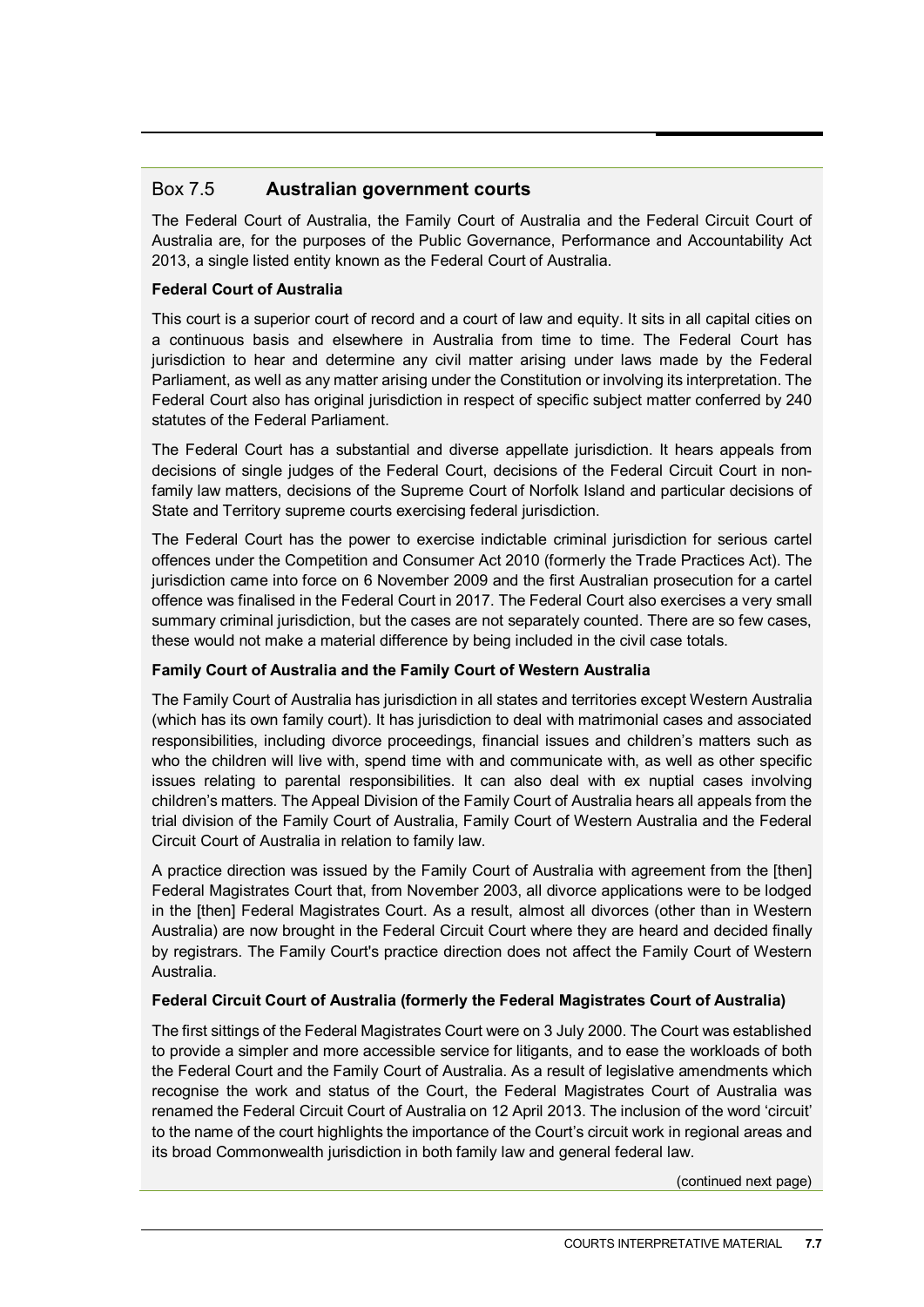## Box 7.5 Australian government courts

The Federal Court of Australia, the Family Court of Australia and the Federal Circuit Court of Australia are, for the purposes of the Public Governance, Performance and Accountability Act 2013, a single listed entity known as the Federal Court of Australia.

**Federal Court of Australia**

This court is a superior court of record and a court of law and equity. It sits in all capital cities on a continuous basis and elsewhere in Australia from time to time. The Federal Court has jurisdiction to hear and determine any civil matter arising under laws made by the Federal Parliament, as well as any matter arising under the Constitution or involving its interpretation. The Federal Court also has original jurisdiction in respect of specific subject matter conferred by 240 statutes of the Federal Parliament.

The Federal Court has a substantial and diverse appellate jurisdiction. It hears appeals from decisions of single judges of the Federal Court, decisions of the Federal Circuit Court in non-family law matters, decisions of the Supreme Court of Norfolk Island and particular decisions of State and Territory supreme courts exercising federal jurisdiction.

The Federal Court has the power to exercise indictable criminal jurisdiction for serious cartel offences under the Competition and Consumer Act 2010 (formerly the Trade Practices Act). The jurisdiction came into force on 6 November 2009 and the first Australian prosecution for a cartel offence was finalised in the Federal Court in 2017. The Federal Court also exercises a very small summary criminal jurisdiction, but the cases are not separately counted. There are so few cases, these would not make a material difference by being included in the civil case totals.

**Family Court of Australia and the Family Court of Western Australia**

The Family Court of Australia has jurisdiction in all states and territories except Western Australia (which has its own family court). It has jurisdiction to deal with matrimonial cases and associated responsibilities, including divorce proceedings, financial issues and children's matters such as who the children will live with, spend time with and communicate with, as well as other specific issues relating to parental responsibilities. It can also deal with ex nuptial cases involving children's matters. The Appeal Division of the Family Court of Australia hears all appeals from the trial division of the Family Court of Australia, Family Court of Western Australia and the Federal Circuit Court of Australia in relation to family law.

A practice direction was issued by the Family Court of Australia with agreement from the [then] Federal Magistrates Court that, from November 2003, all divorce applications were to be lodged in the [then] Federal Magistrates Court. As a result, almost all divorces (other than in Western Australia) are now brought in the Federal Circuit Court where they are heard and decided finally by registrars. The Family Court's practice direction does not affect the Family Court of Western Australia.

**Federal Circuit Court of Australia (formerly the Federal Magistrates Court of Australia)**

The first sittings of the Federal Magistrates Court were on 3 July 2000. The Court was established to provide a simpler and more accessible service for litigants, and to ease the workloads of both the Federal Court and the Family Court of Australia. As a result of legislative amendments which recognise the work and status of the Court, the Federal Magistrates Court of Australia was renamed the Federal Circuit Court of Australia on 12 April 2013. The inclusion of the word 'circuit' to the name of the court highlights the importance of the Court's circuit work in regional areas and its broad Commonwealth jurisdiction in both family law and general federal law.

(continued next page)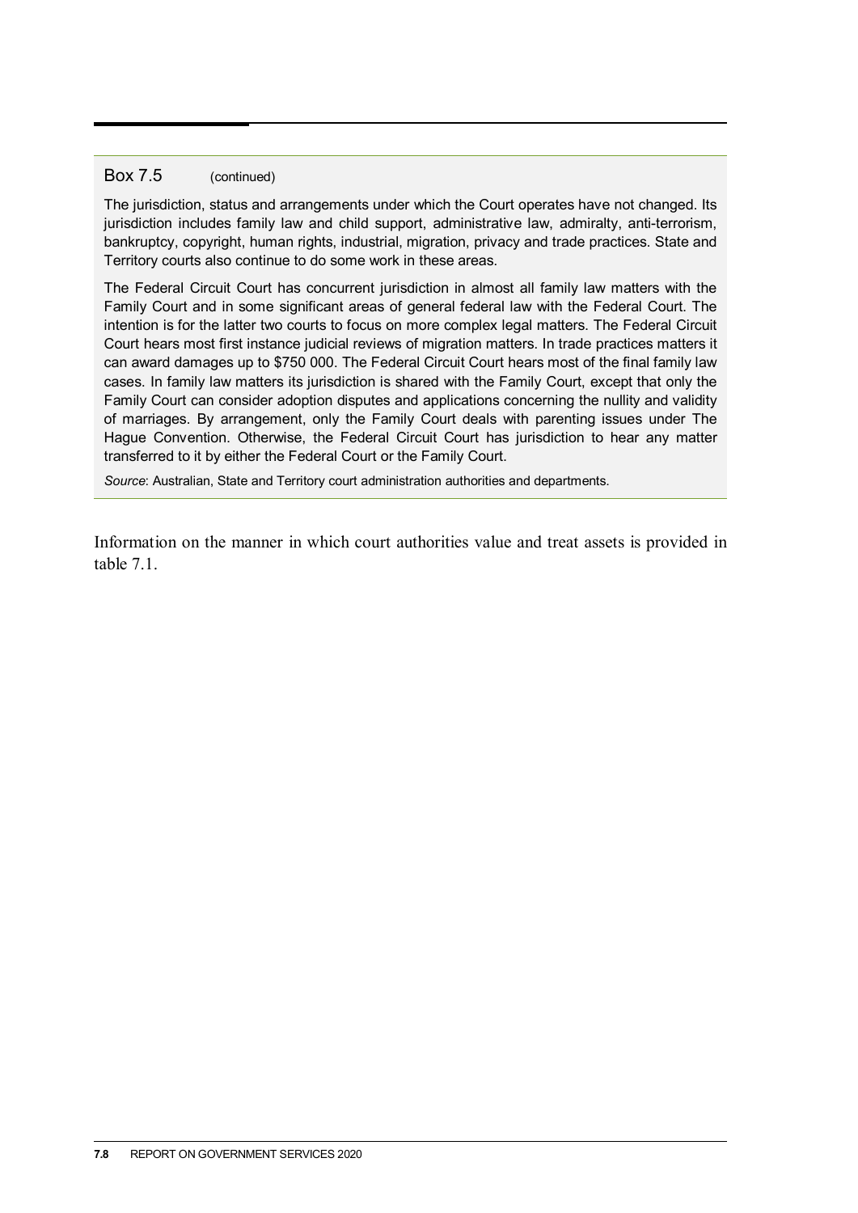Box 7.5 (continued)

The jurisdiction, status and arrangements under which the Court operates have not changed. Its jurisdiction includes family law and child support, administrative law, admiralty, anti-terrorism, bankruptcy, copyright, human rights, industrial, migration, privacy and trade practices. State and Territory courts also continue to do some work in these areas.

The Federal Circuit Court has concurrent jurisdiction in almost all family law matters with the Family Court and in some significant areas of general federal law with the Federal Court. The intention is for the latter two courts to focus on more complex legal matters. The Federal Circuit Court hears most first instance judicial reviews of migration matters. In trade practices matters it can award damages up to $750 000. The Federal Circuit Court hears most of the final family law cases. In family law matters its jurisdiction is shared with the Family Court, except that only the Family Court can consider adoption disputes and applications concerning the nullity and validity of marriages. By arrangement, only the Family Court deals with parenting issues under The Hague Convention. Otherwise, the Federal Circuit Court has jurisdiction to hear any matter transferred to it by either the Federal Court or the Family Court.

*Source*: Australian, State and Territory court administration authorities and departments.

Information on the manner in which court authorities value and treat assets is provided in table 7.1.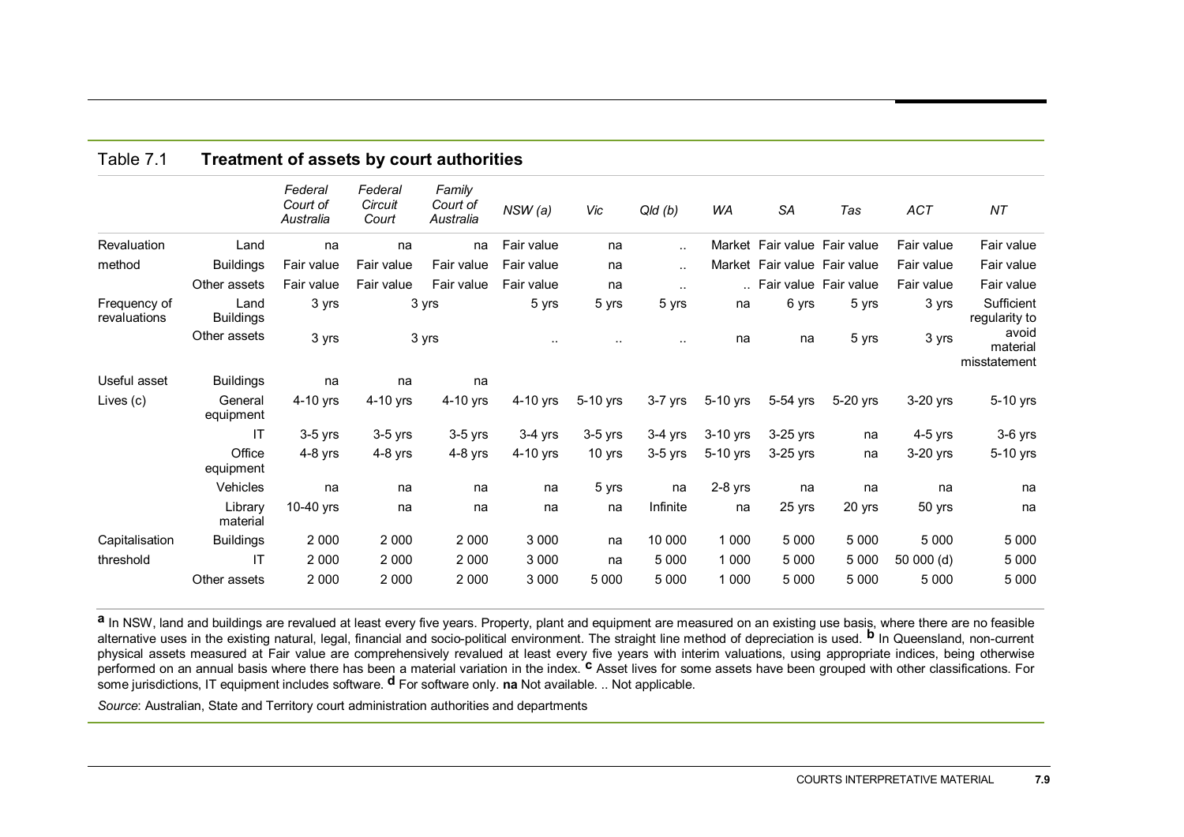## Table 7.1 Treatment of assets by court authorities

| | | *Federal Court of Australia* | *Federal Circuit Court* | *Family Court of Australia* | *NSW (a)* | *Vic* | *Qld (b)* | *WA* | *SA* | *Tas* | *ACT* | *NT* |
|---|---|---|---|---|---|---|---|---|---|---|---|---|
| Revaluation method | Land | na | na | na | Fair value | na | .. | Market | Fair value | Fair value | Fair value | Fair value |
| | Buildings | Fair value | Fair value | Fair value | Fair value | na | .. | Market | Fair value | Fair value | Fair value | Fair value |
| | Other assets | Fair value | Fair value | Fair value | Fair value | na | .. | .. | Fair value | Fair value | Fair value | Fair value |
| Frequency of revaluations | Land Buildings | 3 yrs | 3 yrs | | 5 yrs | 5 yrs | 5 yrs | na | 6 yrs | 5 yrs | 3 yrs | Sufficient regularity to avoid material misstatement |
| | Other assets | 3 yrs | 3 yrs | | .. | .. | .. | na | na | 5 yrs | 3 yrs | |
| Useful asset Lives (c) | Buildings | na | na | na | | | | | | | | |
| | General equipment | 4-10 yrs | 4-10 yrs | 4-10 yrs | 4-10 yrs | 5-10 yrs | 3-7 yrs | 5-10 yrs | 5-54 yrs | 5-20 yrs | 3-20 yrs | 5-10 yrs |
| | IT | 3-5 yrs | 3-5 yrs | 3-5 yrs | 3-4 yrs | 3-5 yrs | 3-4 yrs | 3-10 yrs | 3-25 yrs | na | 4-5 yrs | 3-6 yrs |
| | Office equipment | 4-8 yrs | 4-8 yrs | 4-8 yrs | 4-10 yrs | 10 yrs | 3-5 yrs | 5-10 yrs | 3-25 yrs | na | 3-20 yrs | 5-10 yrs |
| | Vehicles | na | na | na | na | 5 yrs | na | 2-8 yrs | na | na | na | na |
| | Library material | 10-40 yrs | na | na | na | na | Infinite | na | 25 yrs | 20 yrs | 50 yrs | na |
| Capitalisation threshold | Buildings | 2 000 | 2 000 | 2 000 | 3 000 | na | 10 000 | 1 000 | 5 000 | 5 000 | 5 000 | 5 000 |
| | IT | 2 000 | 2 000 | 2 000 | 3 000 | na | 5 000 | 1 000 | 5 000 | 5 000 | 50 000 (d) | 5 000 |
| | Other assets | 2 000 | 2 000 | 2 000 | 3 000 | 5 000 | 5 000 | 1 000 | 5 000 | 5 000 | 5 000 | 5 000 |

**a** In NSW, land and buildings are revalued at least every five years. Property, plant and equipment are measured on an existing use basis, where there are no feasible alternative uses in the existing natural, legal, financial and socio-political environment. The straight line method of depreciation is used. **b** In Queensland, non-current physical assets measured at Fair value are comprehensively revalued at least every five years with interim valuations, using appropriate indices, being otherwise performed on an annual basis where there has been a material variation in the index. **c** Asset lives for some assets have been grouped with other classifications. For some jurisdictions, IT equipment includes software. **d** For software only. **na** Not available. .. Not applicable.

*Source*: Australian, State and Territory court administration authorities and departments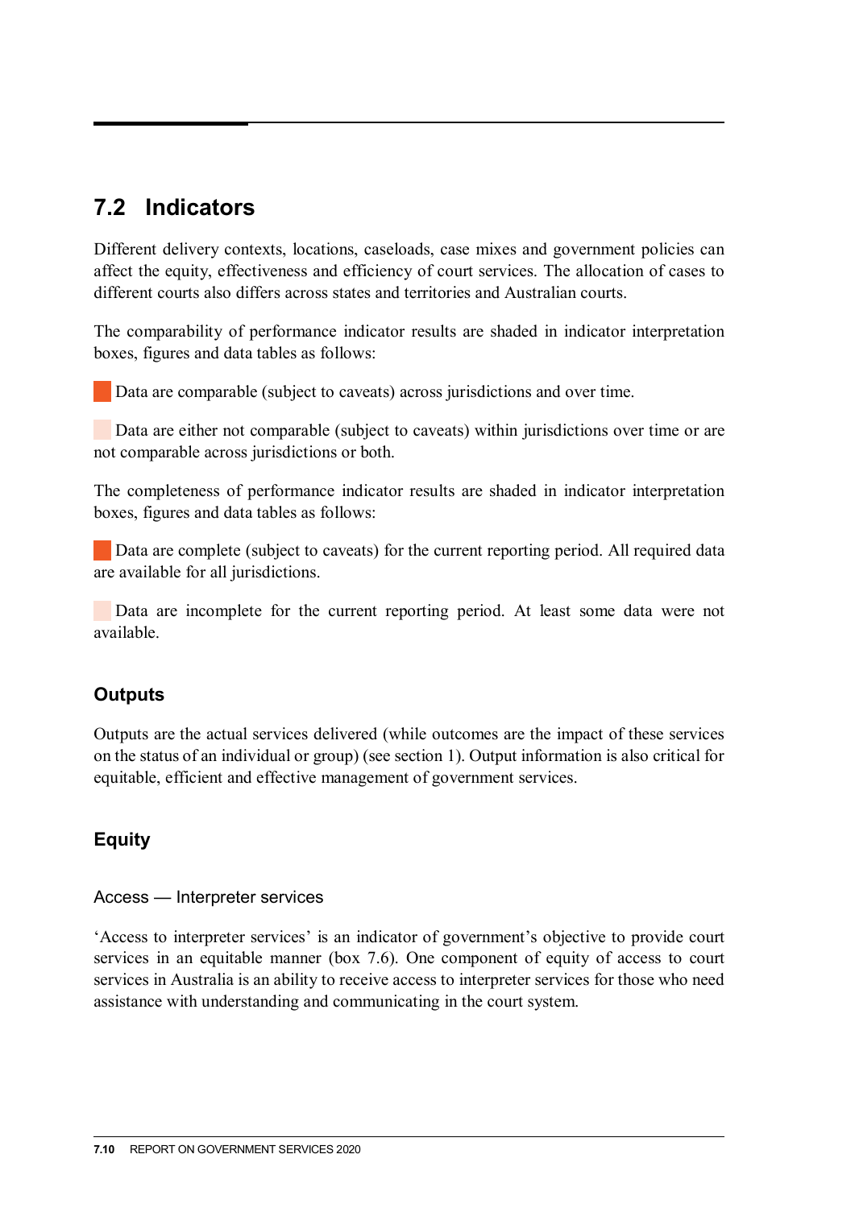## 7.2 Indicators

Different delivery contexts, locations, caseloads, case mixes and government policies can affect the equity, effectiveness and efficiency of court services. The allocation of cases to different courts also differs across states and territories and Australian courts.

The comparability of performance indicator results are shaded in indicator interpretation boxes, figures and data tables as follows:

Data are comparable (subject to caveats) across jurisdictions and over time.

Data are either not comparable (subject to caveats) within jurisdictions over time or are not comparable across jurisdictions or both.

The completeness of performance indicator results are shaded in indicator interpretation boxes, figures and data tables as follows:

Data are complete (subject to caveats) for the current reporting period. All required data are available for all jurisdictions.

Data are incomplete for the current reporting period. At least some data were not available.

### Outputs

Outputs are the actual services delivered (while outcomes are the impact of these services on the status of an individual or group) (see section 1). Output information is also critical for equitable, efficient and effective management of government services.

### Equity

#### Access — Interpreter services

'Access to interpreter services' is an indicator of government's objective to provide court services in an equitable manner (box 7.6). One component of equity of access to court services in Australia is an ability to receive access to interpreter services for those who need assistance with understanding and communicating in the court system.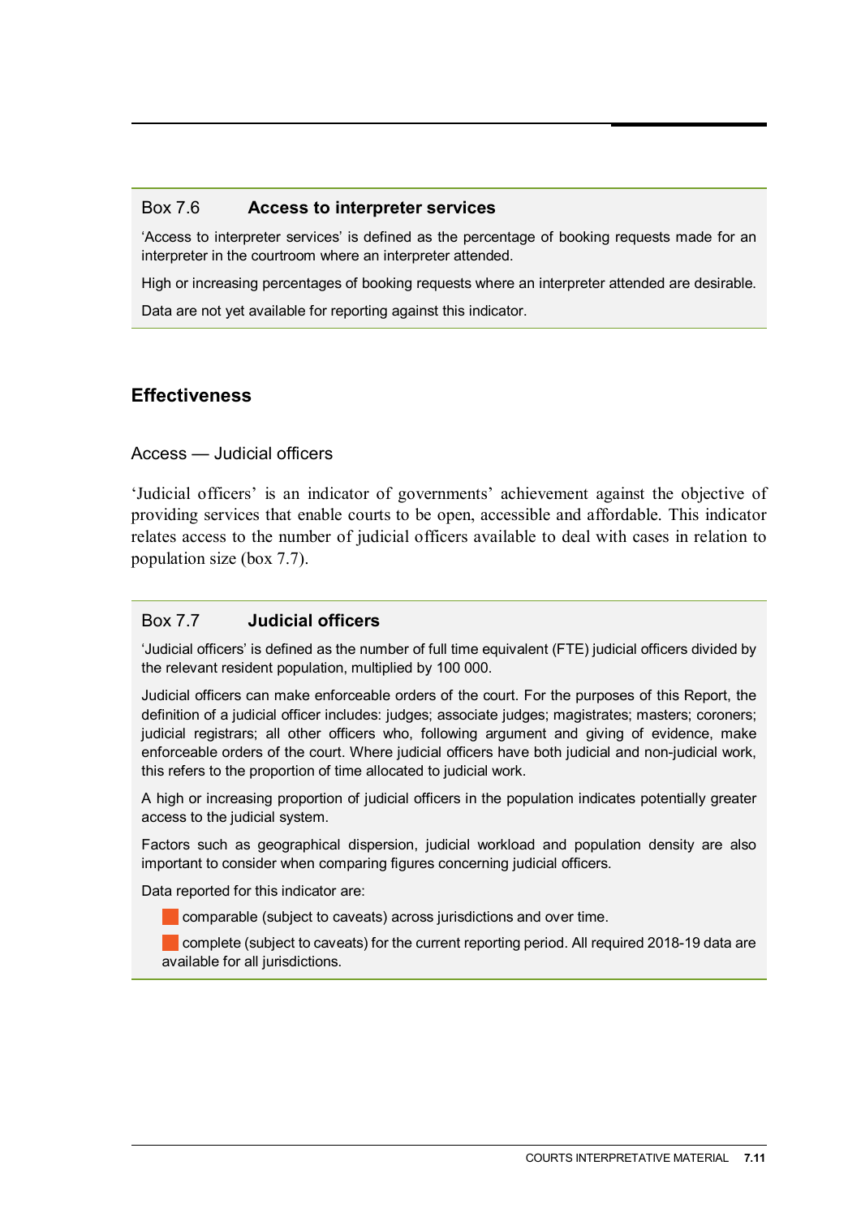## Box 7.6 **Access to interpreter services**

'Access to interpreter services' is defined as the percentage of booking requests made for an interpreter in the courtroom where an interpreter attended.

High or increasing percentages of booking requests where an interpreter attended are desirable.

Data are not yet available for reporting against this indicator.

## Effectiveness

### Access — Judicial officers

'Judicial officers' is an indicator of governments' achievement against the objective of providing services that enable courts to be open, accessible and affordable. This indicator relates access to the number of judicial officers available to deal with cases in relation to population size (box 7.7).

## Box 7.7 **Judicial officers**

'Judicial officers' is defined as the number of full time equivalent (FTE) judicial officers divided by the relevant resident population, multiplied by 100 000.

Judicial officers can make enforceable orders of the court. For the purposes of this Report, the definition of a judicial officer includes: judges; associate judges; magistrates; masters; coroners; judicial registrars; all other officers who, following argument and giving of evidence, make enforceable orders of the court. Where judicial officers have both judicial and non-judicial work, this refers to the proportion of time allocated to judicial work.

A high or increasing proportion of judicial officers in the population indicates potentially greater access to the judicial system.

Factors such as geographical dispersion, judicial workload and population density are also important to consider when comparing figures concerning judicial officers.

Data reported for this indicator are:

- comparable (subject to caveats) across jurisdictions and over time.
- complete (subject to caveats) for the current reporting period. All required 2018-19 data are available for all jurisdictions.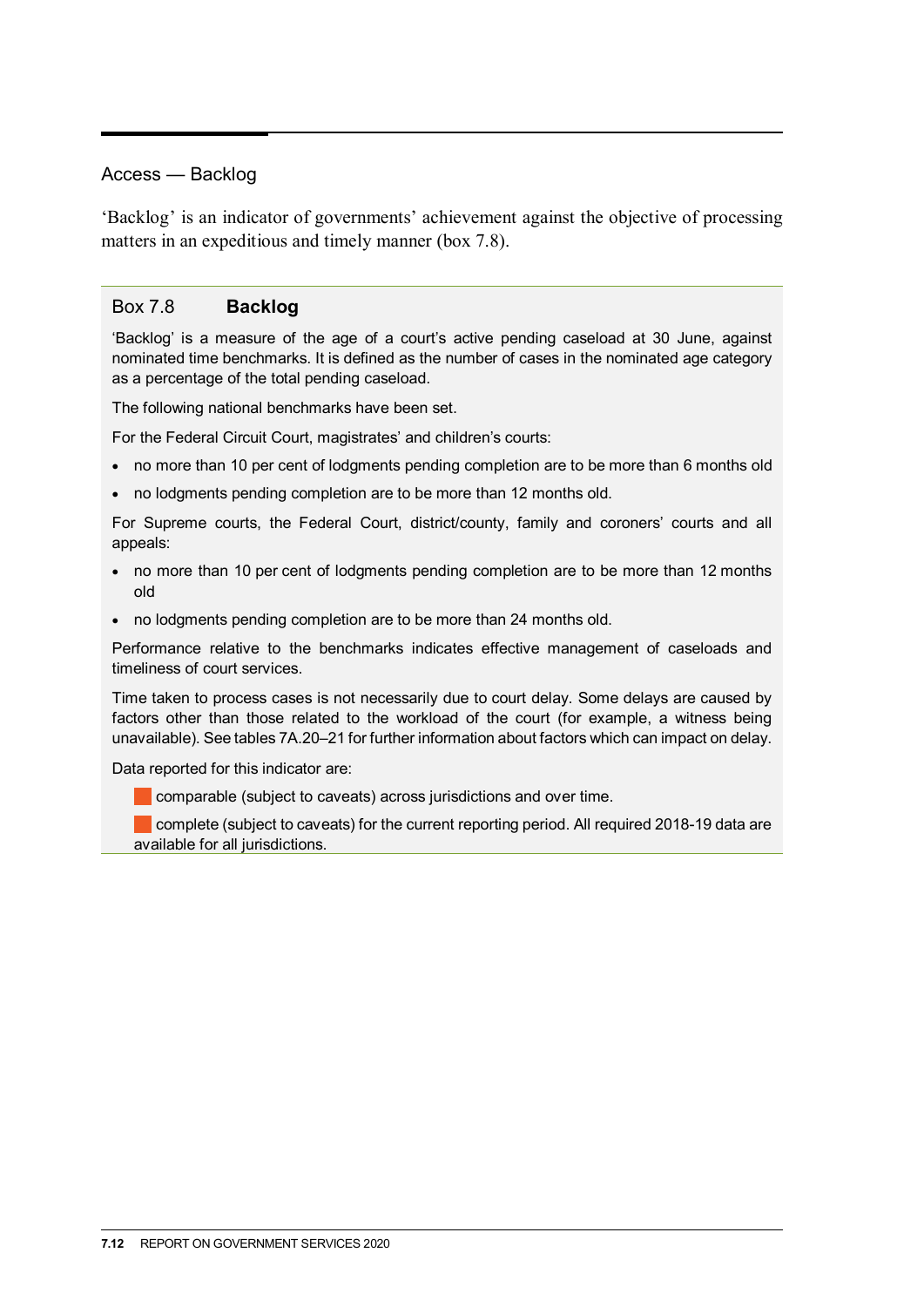## Access — Backlog

'Backlog' is an indicator of governments' achievement against the objective of processing matters in an expeditious and timely manner (box 7.8).

### Box 7.8 **Backlog**

'Backlog' is a measure of the age of a court's active pending caseload at 30 June, against nominated time benchmarks. It is defined as the number of cases in the nominated age category as a percentage of the total pending caseload.

The following national benchmarks have been set.

For the Federal Circuit Court, magistrates' and children's courts:

- no more than 10 per cent of lodgments pending completion are to be more than 6 months old
- no lodgments pending completion are to be more than 12 months old.

For Supreme courts, the Federal Court, district/county, family and coroners' courts and all appeals:

- no more than 10 per cent of lodgments pending completion are to be more than 12 months old
- no lodgments pending completion are to be more than 24 months old.

Performance relative to the benchmarks indicates effective management of caseloads and timeliness of court services.

Time taken to process cases is not necessarily due to court delay. Some delays are caused by factors other than those related to the workload of the court (for example, a witness being unavailable). See tables 7A.20–21 for further information about factors which can impact on delay.

Data reported for this indicator are:

- comparable (subject to caveats) across jurisdictions and over time.
- complete (subject to caveats) for the current reporting period. All required 2018-19 data are available for all jurisdictions.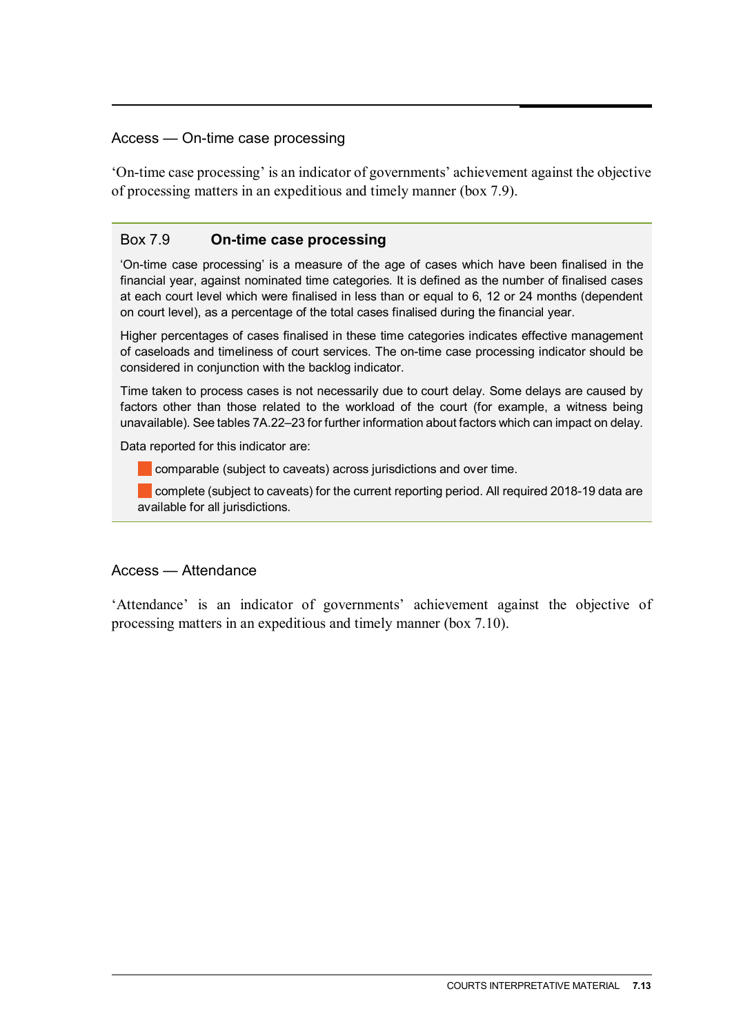## Access — On-time case processing

'On-time case processing' is an indicator of governments' achievement against the objective of processing matters in an expeditious and timely manner (box 7.9).

### Box 7.9 **On-time case processing**

'On-time case processing' is a measure of the age of cases which have been finalised in the financial year, against nominated time categories. It is defined as the number of finalised cases at each court level which were finalised in less than or equal to 6, 12 or 24 months (dependent on court level), as a percentage of the total cases finalised during the financial year.

Higher percentages of cases finalised in these time categories indicates effective management of caseloads and timeliness of court services. The on-time case processing indicator should be considered in conjunction with the backlog indicator.

Time taken to process cases is not necessarily due to court delay. Some delays are caused by factors other than those related to the workload of the court (for example, a witness being unavailable). See tables 7A.22–23 for further information about factors which can impact on delay.

Data reported for this indicator are:

- comparable (subject to caveats) across jurisdictions and over time.
- complete (subject to caveats) for the current reporting period. All required 2018-19 data are available for all jurisdictions.

## Access — Attendance

'Attendance' is an indicator of governments' achievement against the objective of processing matters in an expeditious and timely manner (box 7.10).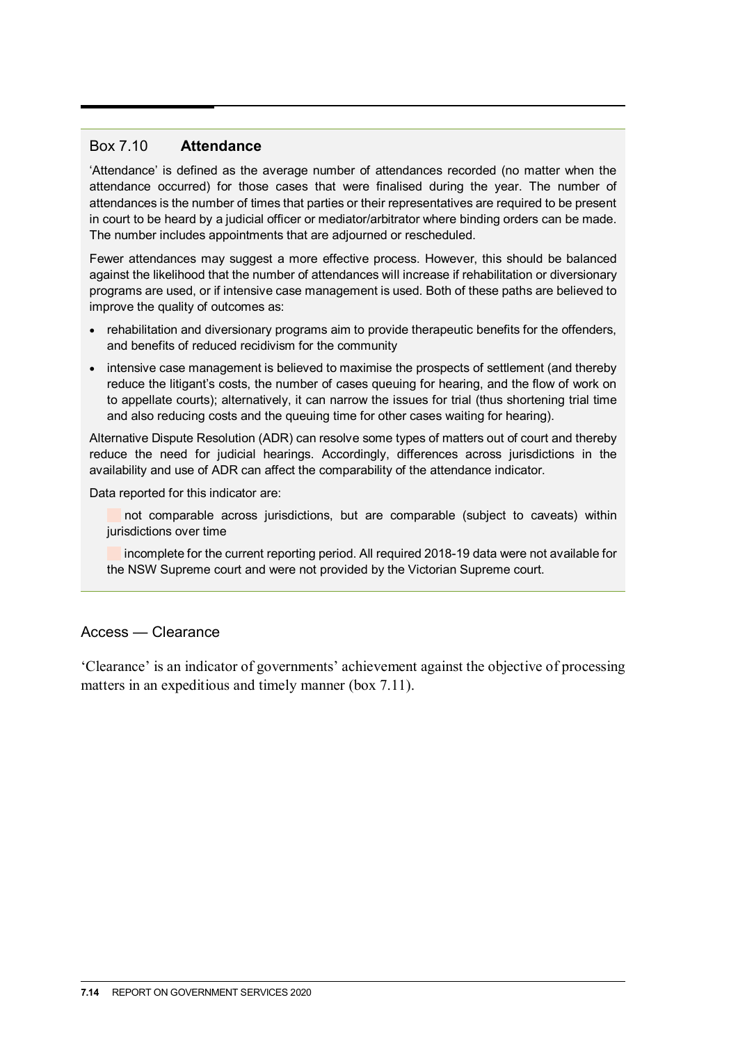## Box 7.10 **Attendance**

'Attendance' is defined as the average number of attendances recorded (no matter when the attendance occurred) for those cases that were finalised during the year. The number of attendances is the number of times that parties or their representatives are required to be present in court to be heard by a judicial officer or mediator/arbitrator where binding orders can be made. The number includes appointments that are adjourned or rescheduled.

Fewer attendances may suggest a more effective process. However, this should be balanced against the likelihood that the number of attendances will increase if rehabilitation or diversionary programs are used, or if intensive case management is used. Both of these paths are believed to improve the quality of outcomes as:

- rehabilitation and diversionary programs aim to provide therapeutic benefits for the offenders, and benefits of reduced recidivism for the community
- intensive case management is believed to maximise the prospects of settlement (and thereby reduce the litigant's costs, the number of cases queuing for hearing, and the flow of work on to appellate courts); alternatively, it can narrow the issues for trial (thus shortening trial time and also reducing costs and the queuing time for other cases waiting for hearing).

Alternative Dispute Resolution (ADR) can resolve some types of matters out of court and thereby reduce the need for judicial hearings. Accordingly, differences across jurisdictions in the availability and use of ADR can affect the comparability of the attendance indicator.

Data reported for this indicator are:

- not comparable across jurisdictions, but are comparable (subject to caveats) within jurisdictions over time
- incomplete for the current reporting period. All required 2018-19 data were not available for the NSW Supreme court and were not provided by the Victorian Supreme court.

### Access — Clearance

'Clearance' is an indicator of governments' achievement against the objective of processing matters in an expeditious and timely manner (box 7.11).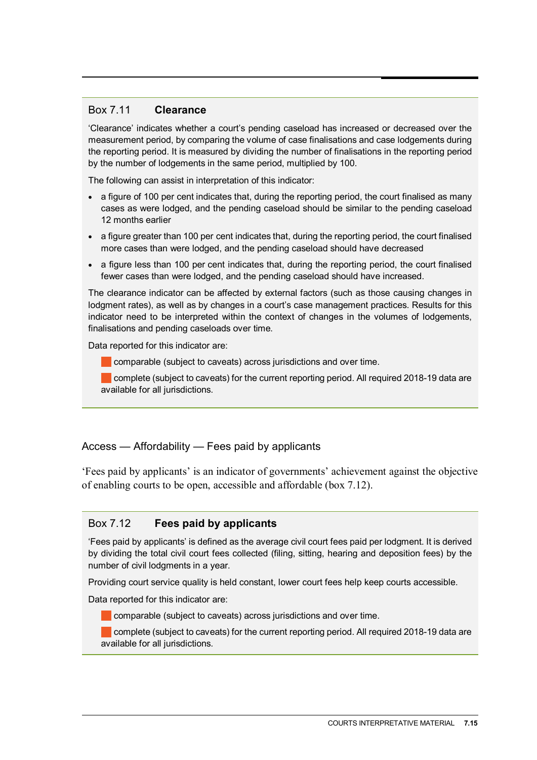### Box 7.11 **Clearance**

'Clearance' indicates whether a court's pending caseload has increased or decreased over the measurement period, by comparing the volume of case finalisations and case lodgements during the reporting period. It is measured by dividing the number of finalisations in the reporting period by the number of lodgements in the same period, multiplied by 100.

The following can assist in interpretation of this indicator:

- a figure of 100 per cent indicates that, during the reporting period, the court finalised as many cases as were lodged, and the pending caseload should be similar to the pending caseload 12 months earlier
- a figure greater than 100 per cent indicates that, during the reporting period, the court finalised more cases than were lodged, and the pending caseload should have decreased
- a figure less than 100 per cent indicates that, during the reporting period, the court finalised fewer cases than were lodged, and the pending caseload should have increased.

The clearance indicator can be affected by external factors (such as those causing changes in lodgment rates), as well as by changes in a court's case management practices. Results for this indicator need to be interpreted within the context of changes in the volumes of lodgements, finalisations and pending caseloads over time.

Data reported for this indicator are:

- comparable (subject to caveats) across jurisdictions and over time.
- complete (subject to caveats) for the current reporting period. All required 2018-19 data are available for all jurisdictions.

## Access — Affordability — Fees paid by applicants

'Fees paid by applicants' is an indicator of governments' achievement against the objective of enabling courts to be open, accessible and affordable (box 7.12).

### Box 7.12 **Fees paid by applicants**

'Fees paid by applicants' is defined as the average civil court fees paid per lodgment. It is derived by dividing the total civil court fees collected (filing, sitting, hearing and deposition fees) by the number of civil lodgments in a year.

Providing court service quality is held constant, lower court fees help keep courts accessible.

Data reported for this indicator are:

- comparable (subject to caveats) across jurisdictions and over time.
- complete (subject to caveats) for the current reporting period. All required 2018-19 data are available for all jurisdictions.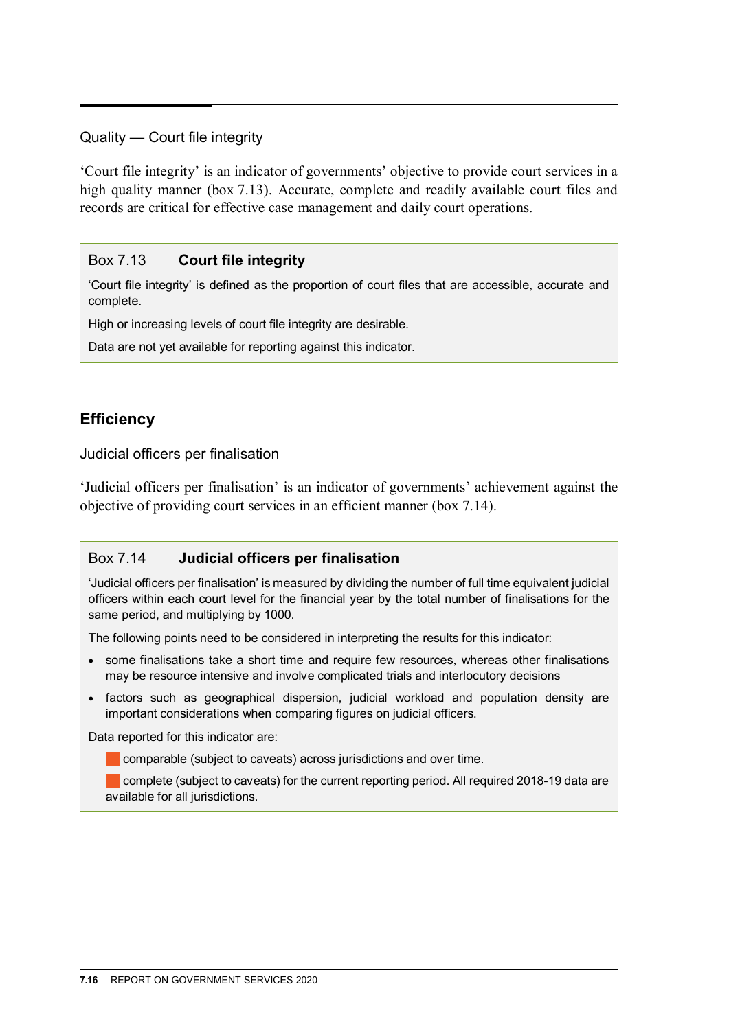### Quality — Court file integrity

'Court file integrity' is an indicator of governments' objective to provide court services in a high quality manner (box 7.13). Accurate, complete and readily available court files and records are critical for effective case management and daily court operations.

> **Box 7.13 Court file integrity**
>
> 'Court file integrity' is defined as the proportion of court files that are accessible, accurate and complete.
>
> High or increasing levels of court file integrity are desirable.
>
> Data are not yet available for reporting against this indicator.

## Efficiency

### Judicial officers per finalisation

'Judicial officers per finalisation' is an indicator of governments' achievement against the objective of providing court services in an efficient manner (box 7.14).

> **Box 7.14 Judicial officers per finalisation**
>
> 'Judicial officers per finalisation' is measured by dividing the number of full time equivalent judicial officers within each court level for the financial year by the total number of finalisations for the same period, and multiplying by 1000.
>
> The following points need to be considered in interpreting the results for this indicator:
>
> - some finalisations take a short time and require few resources, whereas other finalisations may be resource intensive and involve complicated trials and interlocutory decisions
> - factors such as geographical dispersion, judicial workload and population density are important considerations when comparing figures on judicial officers.
>
> Data reported for this indicator are:
>
> - comparable (subject to caveats) across jurisdictions and over time.
> - complete (subject to caveats) for the current reporting period. All required 2018-19 data are available for all jurisdictions.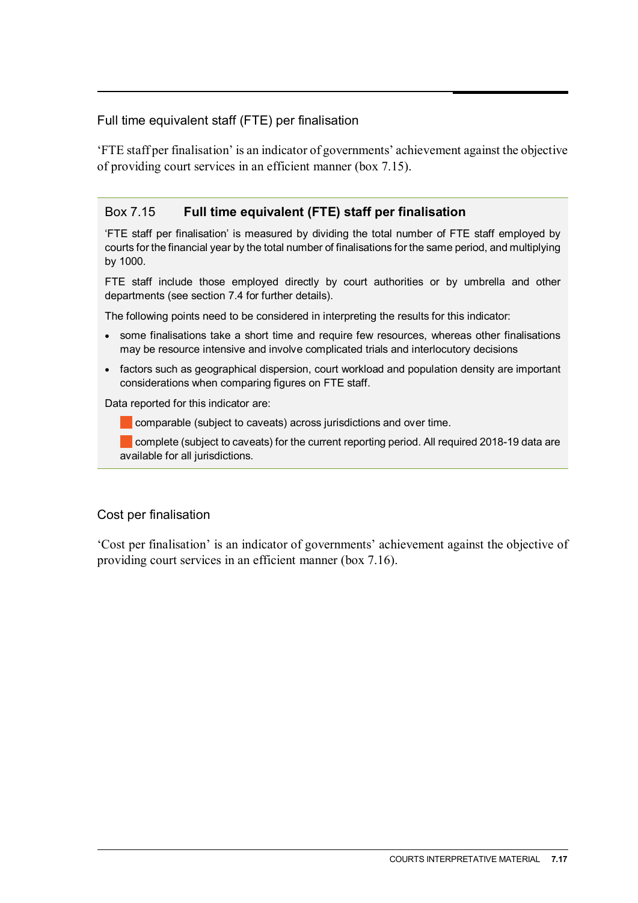## Full time equivalent staff (FTE) per finalisation

'FTE staff per finalisation' is an indicator of governments' achievement against the objective of providing court services in an efficient manner (box 7.15).

### Box 7.15 **Full time equivalent (FTE) staff per finalisation**

'FTE staff per finalisation' is measured by dividing the total number of FTE staff employed by courts for the financial year by the total number of finalisations for the same period, and multiplying by 1000.

FTE staff include those employed directly by court authorities or by umbrella and other departments (see section 7.4 for further details).

The following points need to be considered in interpreting the results for this indicator:

- some finalisations take a short time and require few resources, whereas other finalisations may be resource intensive and involve complicated trials and interlocutory decisions
- factors such as geographical dispersion, court workload and population density are important considerations when comparing figures on FTE staff.

Data reported for this indicator are:

- comparable (subject to caveats) across jurisdictions and over time.
- complete (subject to caveats) for the current reporting period. All required 2018-19 data are available for all jurisdictions.

## Cost per finalisation

'Cost per finalisation' is an indicator of governments' achievement against the objective of providing court services in an efficient manner (box 7.16).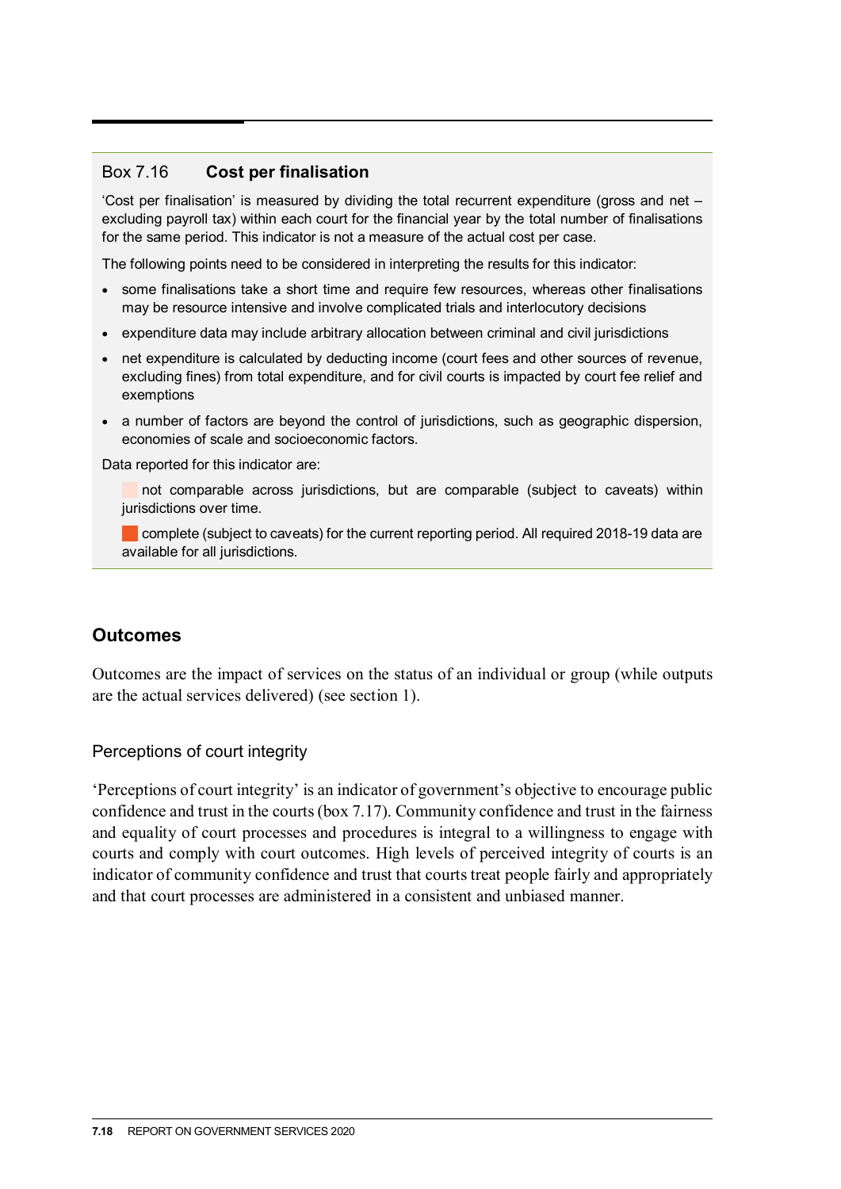**Box 7.16 Cost per finalisation**

'Cost per finalisation' is measured by dividing the total recurrent expenditure (gross and net – excluding payroll tax) within each court for the financial year by the total number of finalisations for the same period. This indicator is not a measure of the actual cost per case.

The following points need to be considered in interpreting the results for this indicator:

- some finalisations take a short time and require few resources, whereas other finalisations may be resource intensive and involve complicated trials and interlocutory decisions
- expenditure data may include arbitrary allocation between criminal and civil jurisdictions
- net expenditure is calculated by deducting income (court fees and other sources of revenue, excluding fines) from total expenditure, and for civil courts is impacted by court fee relief and exemptions
- a number of factors are beyond the control of jurisdictions, such as geographic dispersion, economies of scale and socioeconomic factors.

Data reported for this indicator are:

not comparable across jurisdictions, but are comparable (subject to caveats) within jurisdictions over time.

complete (subject to caveats) for the current reporting period. All required 2018-19 data are available for all jurisdictions.

## Outcomes

Outcomes are the impact of services on the status of an individual or group (while outputs are the actual services delivered) (see section 1).

### Perceptions of court integrity

'Perceptions of court integrity' is an indicator of government's objective to encourage public confidence and trust in the courts (box 7.17). Community confidence and trust in the fairness and equality of court processes and procedures is integral to a willingness to engage with courts and comply with court outcomes. High levels of perceived integrity of courts is an indicator of community confidence and trust that courts treat people fairly and appropriately and that court processes are administered in a consistent and unbiased manner.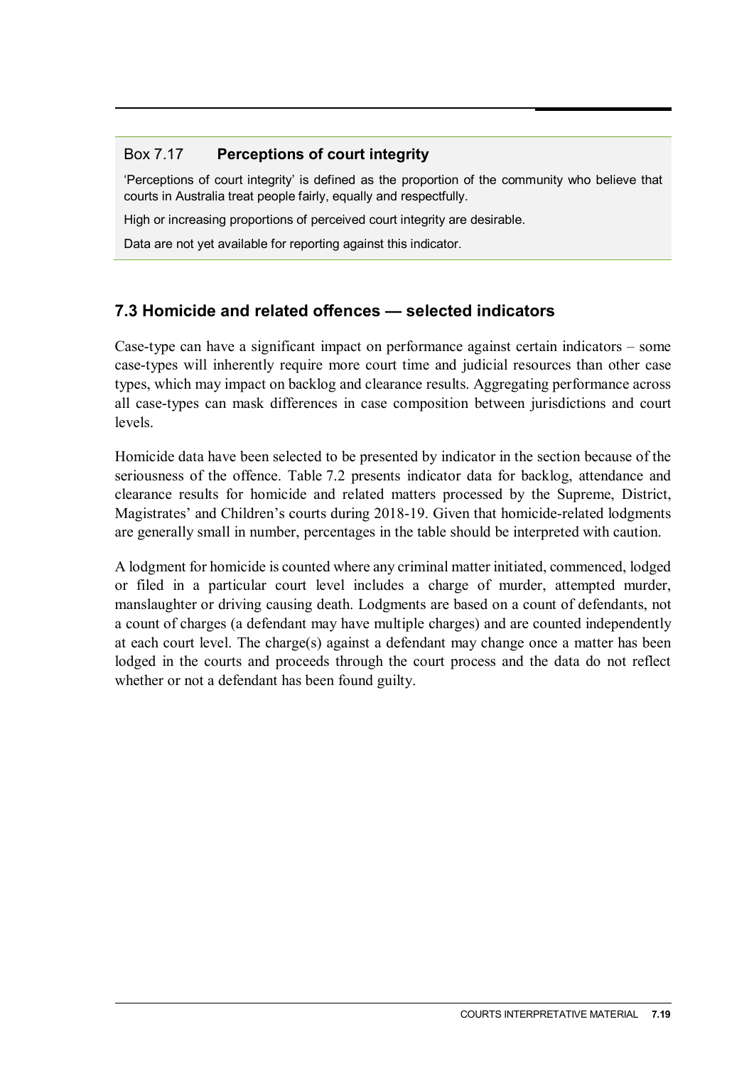### Box 7.17 **Perceptions of court integrity**

'Perceptions of court integrity' is defined as the proportion of the community who believe that courts in Australia treat people fairly, equally and respectfully.

High or increasing proportions of perceived court integrity are desirable.

Data are not yet available for reporting against this indicator.

## 7.3 Homicide and related offences — selected indicators

Case-type can have a significant impact on performance against certain indicators – some case-types will inherently require more court time and judicial resources than other case types, which may impact on backlog and clearance results. Aggregating performance across all case-types can mask differences in case composition between jurisdictions and court levels.

Homicide data have been selected to be presented by indicator in the section because of the seriousness of the offence. Table 7.2 presents indicator data for backlog, attendance and clearance results for homicide and related matters processed by the Supreme, District, Magistrates' and Children's courts during 2018-19. Given that homicide-related lodgments are generally small in number, percentages in the table should be interpreted with caution.

A lodgment for homicide is counted where any criminal matter initiated, commenced, lodged or filed in a particular court level includes a charge of murder, attempted murder, manslaughter or driving causing death. Lodgments are based on a count of defendants, not a count of charges (a defendant may have multiple charges) and are counted independently at each court level. The charge(s) against a defendant may change once a matter has been lodged in the courts and proceeds through the court process and the data do not reflect whether or not a defendant has been found guilty.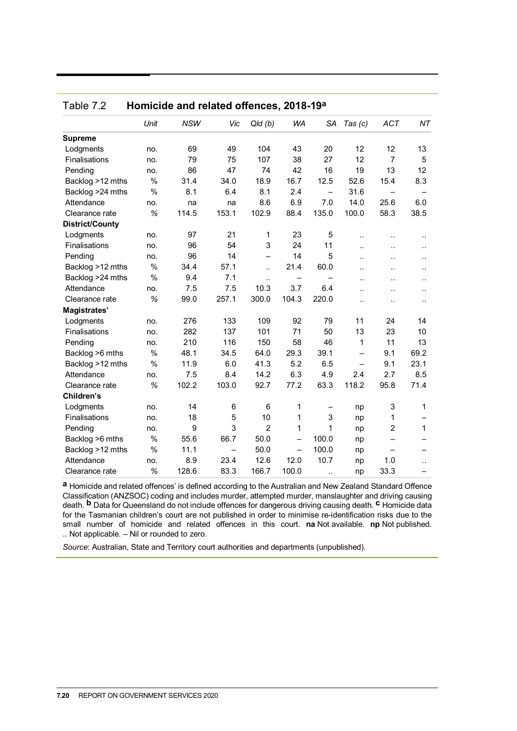### Table 7.2 Homicide and related offences, 2018-19[a]

| | Unit | NSW | Vic | Qld (b) | WA | SA | Tas (c) | ACT | NT |
|---|---|---|---|---|---|---|---|---|---|
| **Supreme** | | | | | | | | | |
| Lodgments | no. | 69 | 49 | 104 | 43 | 20 | 12 | 12 | 13 |
| Finalisations | no. | 79 | 75 | 107 | 38 | 27 | 12 | 7 | 5 |
| Pending | no. | 86 | 47 | 74 | 42 | 16 | 19 | 13 | 12 |
| Backlog >12 mths | % | 31.4 | 34.0 | 18.9 | 16.7 | 12.5 | 52.6 | 15.4 | 8.3 |
| Backlog >24 mths | % | 8.1 | 6.4 | 8.1 | 2.4 | – | 31.6 | – | – |
| Attendance | no. | na | na | 8.6 | 6.9 | 7.0 | 14.0 | 25.6 | 6.0 |
| Clearance rate | % | 114.5 | 153.1 | 102.9 | 88.4 | 135.0 | 100.0 | 58.3 | 38.5 |
| **District/County** | | | | | | | | | |
| Lodgments | no. | 97 | 21 | 1 | 23 | 5 | .. | .. | .. |
| Finalisations | no. | 96 | 54 | 3 | 24 | 11 | .. | .. | .. |
| Pending | no. | 96 | 14 | – | 14 | 5 | .. | .. | .. |
| Backlog >12 mths | % | 34.4 | 57.1 | .. | 21.4 | 60.0 | .. | .. | .. |
| Backlog >24 mths | % | 9.4 | 7.1 | .. | – | – | .. | .. | .. |
| Attendance | no. | 7.5 | 7.5 | 10.3 | 3.7 | 6.4 | .. | .. | .. |
| Clearance rate | % | 99.0 | 257.1 | 300.0 | 104.3 | 220.0 | .. | .. | .. |
| **Magistrates'** | | | | | | | | | |
| Lodgments | no. | 276 | 133 | 109 | 92 | 79 | 11 | 24 | 14 |
| Finalisations | no. | 282 | 137 | 101 | 71 | 50 | 13 | 23 | 10 |
| Pending | no. | 210 | 116 | 150 | 58 | 46 | 1 | 11 | 13 |
| Backlog >6 mths | % | 48.1 | 34.5 | 64.0 | 29.3 | 39.1 | – | 9.1 | 69.2 |
| Backlog >12 mths | % | 11.9 | 6.0 | 41.3 | 5.2 | 6.5 | – | 9.1 | 23.1 |
| Attendance | no. | 7.5 | 8.4 | 14.2 | 6.3 | 4.9 | 2.4 | 2.7 | 8.5 |
| Clearance rate | % | 102.2 | 103.0 | 92.7 | 77.2 | 63.3 | 118.2 | 95.8 | 71.4 |
| **Children's** | | | | | | | | | |
| Lodgments | no. | 14 | 6 | 6 | 1 | – | np | 3 | 1 |
| Finalisations | no. | 18 | 5 | 10 | 1 | 3 | np | 1 | – |
| Pending | no. | 9 | 3 | 2 | 1 | 1 | np | 2 | 1 |
| Backlog >6 mths | % | 55.6 | 66.7 | 50.0 | – | 100.0 | np | – | – |
| Backlog >12 mths | % | 11.1 | – | 50.0 | – | 100.0 | np | – | – |
| Attendance | no. | 8.9 | 23.4 | 12.6 | 12.0 | 10.7 | np | 1.0 | .. |
| Clearance rate | % | 128.6 | 83.3 | 166.7 | 100.0 | .. | np | 33.3 | – |

**a** Homicide and related offences' is defined according to the Australian and New Zealand Standard Offence Classification (ANZSOC) coding and includes murder, attempted murder, manslaughter and driving causing death. **b** Data for Queensland do not include offences for dangerous driving causing death. **c** Homicide data for the Tasmanian children's court are not published in order to minimise re-identification risks due to the small number of homicide and related offences in this court. **na** Not available. **np** Not published. .. Not applicable. – Nil or rounded to zero.

*Source*: Australian, State and Territory court authorities and departments (unpublished).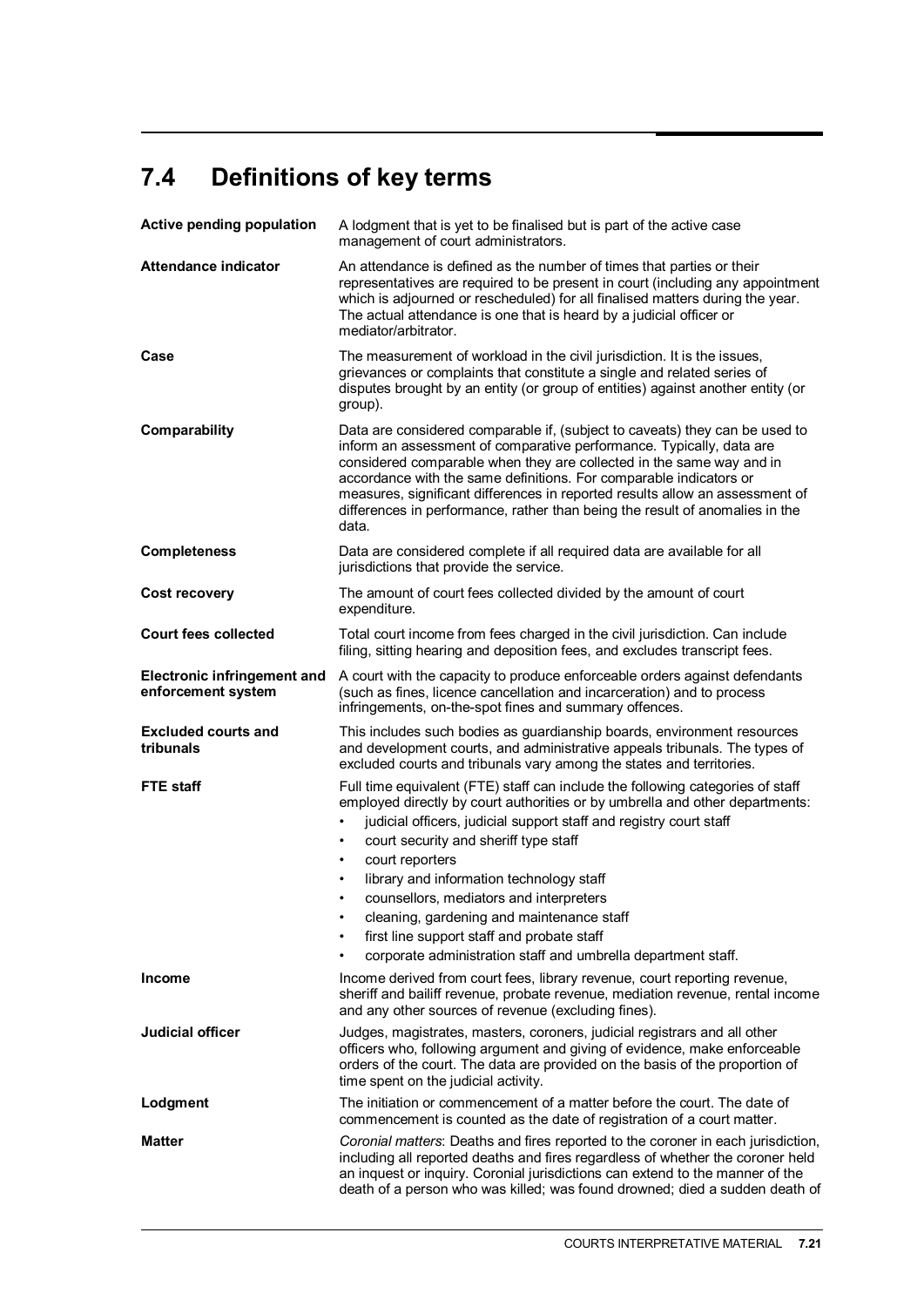## 7.4 Definitions of key terms

**Active pending population** A lodgment that is yet to be finalised but is part of the active case management of court administrators.

**Attendance indicator** An attendance is defined as the number of times that parties or their representatives are required to be present in court (including any appointment which is adjourned or rescheduled) for all finalised matters during the year. The actual attendance is one that is heard by a judicial officer or mediator/arbitrator.

**Case** The measurement of workload in the civil jurisdiction. It is the issues, grievances or complaints that constitute a single and related series of disputes brought by an entity (or group of entities) against another entity (or group).

**Comparability** Data are considered comparable if, (subject to caveats) they can be used to inform an assessment of comparative performance. Typically, data are considered comparable when they are collected in the same way and in accordance with the same definitions. For comparable indicators or measures, significant differences in reported results allow an assessment of differences in performance, rather than being the result of anomalies in the data.

**Completeness** Data are considered complete if all required data are available for all jurisdictions that provide the service.

**Cost recovery** The amount of court fees collected divided by the amount of court expenditure.

**Court fees collected** Total court income from fees charged in the civil jurisdiction. Can include filing, sitting hearing and deposition fees, and excludes transcript fees.

**Electronic infringement and enforcement system** A court with the capacity to produce enforceable orders against defendants (such as fines, licence cancellation and incarceration) and to process infringements, on-the-spot fines and summary offences.

**Excluded courts and tribunals** This includes such bodies as guardianship boards, environment resources and development courts, and administrative appeals tribunals. The types of excluded courts and tribunals vary among the states and territories.

**FTE staff** Full time equivalent (FTE) staff can include the following categories of staff employed directly by court authorities or by umbrella and other departments:

- judicial officers, judicial support staff and registry court staff
- court security and sheriff type staff
- court reporters
- library and information technology staff
- counsellors, mediators and interpreters
- cleaning, gardening and maintenance staff
- first line support staff and probate staff
- corporate administration staff and umbrella department staff.

**Income** Income derived from court fees, library revenue, court reporting revenue, sheriff and bailiff revenue, probate revenue, mediation revenue, rental income and any other sources of revenue (excluding fines).

**Judicial officer** Judges, magistrates, masters, coroners, judicial registrars and all other officers who, following argument and giving of evidence, make enforceable orders of the court. The data are provided on the basis of the proportion of time spent on the judicial activity.

**Lodgment** The initiation or commencement of a matter before the court. The date of commencement is counted as the date of registration of a court matter.

**Matter** *Coronial matters*: Deaths and fires reported to the coroner in each jurisdiction, including all reported deaths and fires regardless of whether the coroner held an inquest or inquiry. Coronial jurisdictions can extend to the manner of the death of a person who was killed; was found drowned; died a sudden death of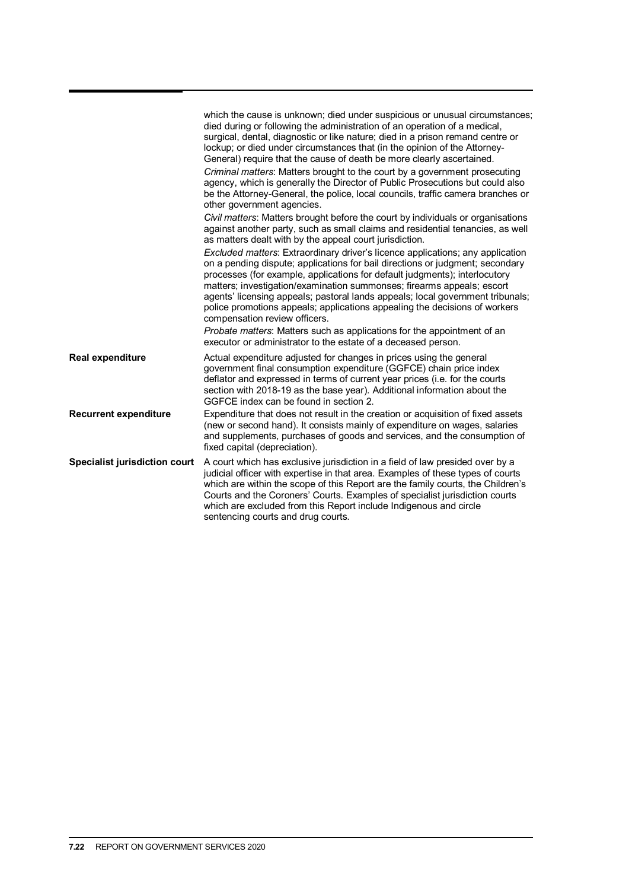| | |
|---|---|
| | which the cause is unknown; died under suspicious or unusual circumstances; died during or following the administration of an operation of a medical, surgical, dental, diagnostic or like nature; died in a prison remand centre or lockup; or died under circumstances that (in the opinion of the Attorney-General) require that the cause of death be more clearly ascertained.<br>*Criminal matters*: Matters brought to the court by a government prosecuting agency, which is generally the Director of Public Prosecutions but could also be the Attorney-General, the police, local councils, traffic camera branches or other government agencies.<br>*Civil matters*: Matters brought before the court by individuals or organisations against another party, such as small claims and residential tenancies, as well as matters dealt with by the appeal court jurisdiction.<br>*Excluded matters*: Extraordinary driver's licence applications; any application on a pending dispute; applications for bail directions or judgment; secondary processes (for example, applications for default judgments); interlocutory matters; investigation/examination summonses; firearms appeals; escort agents' licensing appeals; pastoral lands appeals; local government tribunals; police promotions appeals; applications appealing the decisions of workers compensation review officers.<br>*Probate matters*: Matters such as applications for the appointment of an executor or administrator to the estate of a deceased person. |
| **Real expenditure** | Actual expenditure adjusted for changes in prices using the general government final consumption expenditure (GGFCE) chain price index deflator and expressed in terms of current year prices (i.e. for the courts section with 2018-19 as the base year). Additional information about the GGFCE index can be found in section 2. |
| **Recurrent expenditure** | Expenditure that does not result in the creation or acquisition of fixed assets (new or second hand). It consists mainly of expenditure on wages, salaries and supplements, purchases of goods and services, and the consumption of fixed capital (depreciation). |
| **Specialist jurisdiction court** | A court which has exclusive jurisdiction in a field of law presided over by a judicial officer with expertise in that area. Examples of these types of courts which are within the scope of this Report are the family courts, the Children's Courts and the Coroners' Courts. Examples of specialist jurisdiction courts which are excluded from this Report include Indigenous and circle sentencing courts and drug courts. |